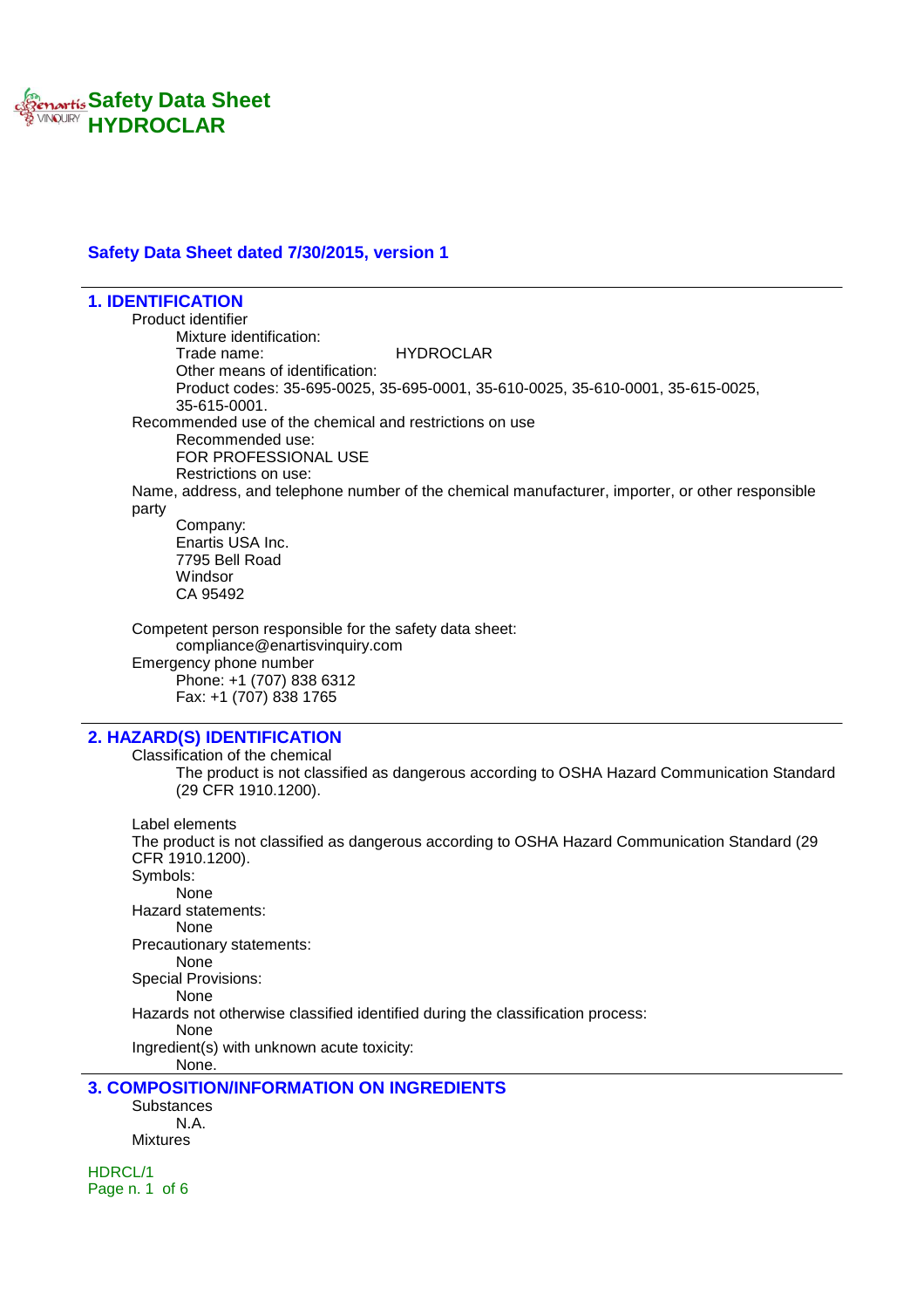# Safety Data Sheet
# HYDROCLAR

**Safety Data Sheet dated 7/30/2015, version 1**

## 1. IDENTIFICATION

Product identifier

Mixture identification:

Trade name: HYDROCLAR

Other means of identification:

Product codes: 35-695-0025, 35-695-0001, 35-610-0025, 35-610-0001, 35-615-0025, 35-615-0001.

Recommended use of the chemical and restrictions on use

Recommended use:

FOR PROFESSIONAL USE

Restrictions on use:

Name, address, and telephone number of the chemical manufacturer, importer, or other responsible party

Company:
Enartis USA Inc.
7795 Bell Road
Windsor
CA 95492

Competent person responsible for the safety data sheet:

compliance@enartisvinquiry.com

Emergency phone number

Phone: +1 (707) 838 6312
Fax: +1 (707) 838 1765

## 2. HAZARD(S) IDENTIFICATION

Classification of the chemical

The product is not classified as dangerous according to OSHA Hazard Communication Standard (29 CFR 1910.1200).

Label elements

The product is not classified as dangerous according to OSHA Hazard Communication Standard (29 CFR 1910.1200).

Symbols:

None

Hazard statements:

None

Precautionary statements:

None

Special Provisions:

None

Hazards not otherwise classified identified during the classification process:

None

Ingredient(s) with unknown acute toxicity:

None.

## 3. COMPOSITION/INFORMATION ON INGREDIENTS

Substances

N.A.

Mixtures

HDRCL/1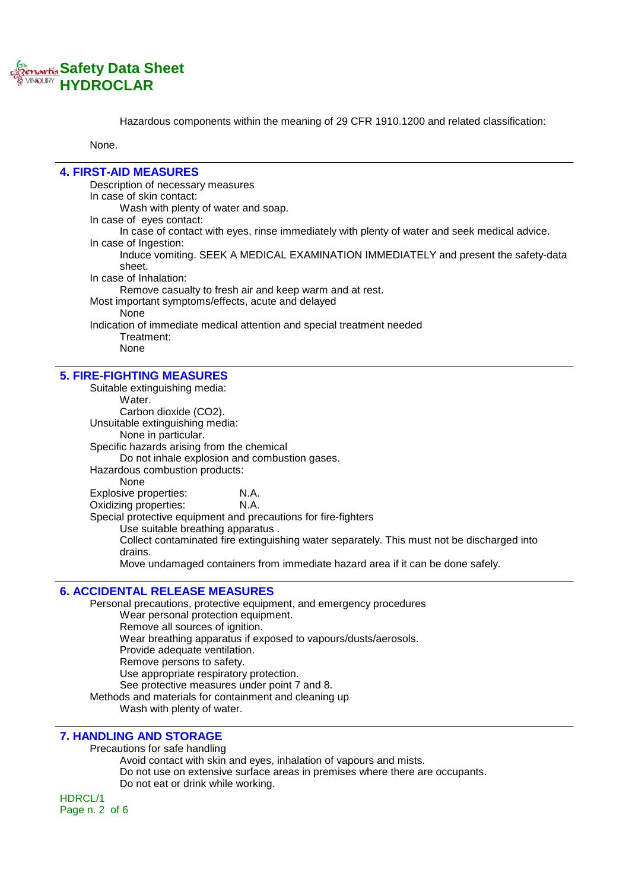Hazardous components within the meaning of 29 CFR 1910.1200 and related classification:

None.

## 4. FIRST-AID MEASURES

Description of necessary measures

In case of skin contact:

Wash with plenty of water and soap.

In case of eyes contact:

In case of contact with eyes, rinse immediately with plenty of water and seek medical advice.

In case of Ingestion:

Induce vomiting. SEEK A MEDICAL EXAMINATION IMMEDIATELY and present the safety-data sheet.

In case of Inhalation:

Remove casualty to fresh air and keep warm and at rest.

Most important symptoms/effects, acute and delayed

None

Indication of immediate medical attention and special treatment needed

Treatment:

None

## 5. FIRE-FIGHTING MEASURES

Suitable extinguishing media:

Water.

Carbon dioxide ($CO_2$).

Unsuitable extinguishing media:

None in particular.

Specific hazards arising from the chemical

Do not inhale explosion and combustion gases.

Hazardous combustion products:

None

Explosive properties: N.A.

Oxidizing properties: N.A.

Special protective equipment and precautions for fire-fighters

Use suitable breathing apparatus .

Collect contaminated fire extinguishing water separately. This must not be discharged into drains.

Move undamaged containers from immediate hazard area if it can be done safely.

## 6. ACCIDENTAL RELEASE MEASURES

Personal precautions, protective equipment, and emergency procedures

Wear personal protection equipment.

Remove all sources of ignition.

Wear breathing apparatus if exposed to vapours/dusts/aerosols.

Provide adequate ventilation.

Remove persons to safety.

Use appropriate respiratory protection.

See protective measures under point 7 and 8.

Methods and materials for containment and cleaning up

Wash with plenty of water.

## 7. HANDLING AND STORAGE

Precautions for safe handling

Avoid contact with skin and eyes, inhalation of vapours and mists.

Do not use on extensive surface areas in premises where there are occupants.

Do not eat or drink while working.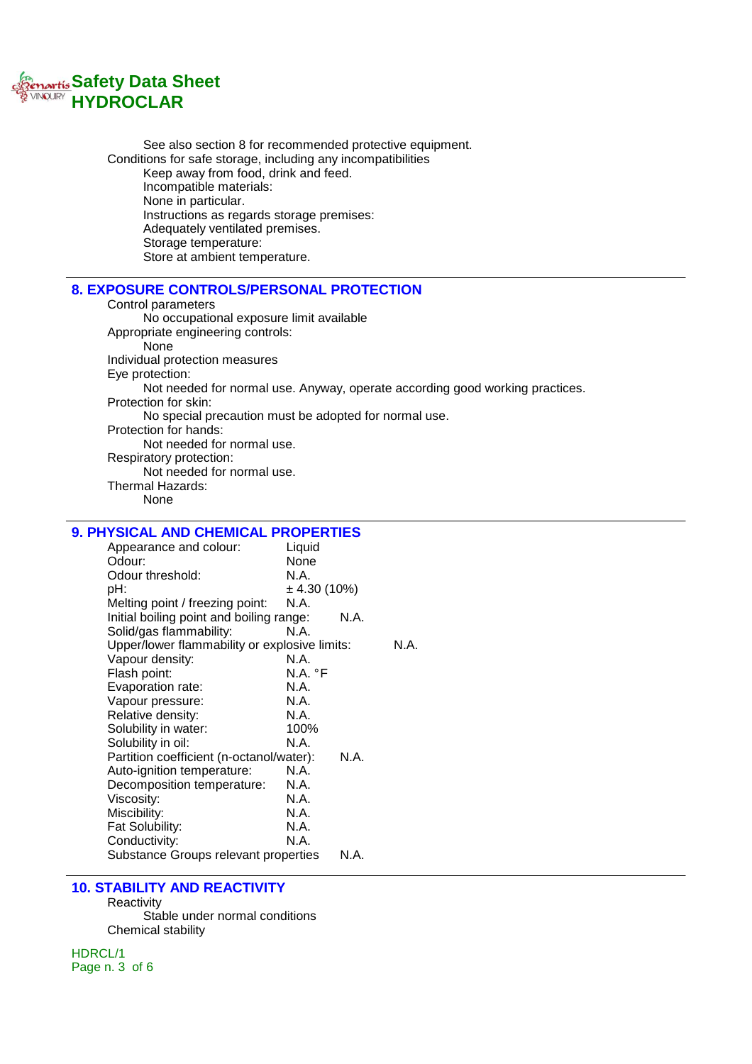See also section 8 for recommended protective equipment.

Conditions for safe storage, including any incompatibilities

Keep away from food, drink and feed.

Incompatible materials:

None in particular.

Instructions as regards storage premises:

Adequately ventilated premises.

Storage temperature:

Store at ambient temperature.

## 8. EXPOSURE CONTROLS/PERSONAL PROTECTION

Control parameters

No occupational exposure limit available

Appropriate engineering controls:

None

Individual protection measures

Eye protection:

Not needed for normal use. Anyway, operate according good working practices.

Protection for skin:

No special precaution must be adopted for normal use.

Protection for hands:

Not needed for normal use.

Respiratory protection:

Not needed for normal use.

Thermal Hazards:

None

## 9. PHYSICAL AND CHEMICAL PROPERTIES

| Property | Value |
|---|---|
| Appearance and colour: | Liquid |
| Odour: | None |
| Odour threshold: | N.A. |
| pH: | ± 4.30 (10%) |
| Melting point / freezing point: | N.A. |
| Initial boiling point and boiling range: | N.A. |
| Solid/gas flammability: | N.A. |
| Upper/lower flammability or explosive limits: | N.A. |
| Vapour density: | N.A. |
| Flash point: | N.A. °F |
| Evaporation rate: | N.A. |
| Vapour pressure: | N.A. |
| Relative density: | N.A. |
| Solubility in water: | 100% |
| Solubility in oil: | N.A. |
| Partition coefficient (n-octanol/water): | N.A. |
| Auto-ignition temperature: | N.A. |
| Decomposition temperature: | N.A. |
| Viscosity: | N.A. |
| Miscibility: | N.A. |
| Fat Solubility: | N.A. |
| Conductivity: | N.A. |
| Substance Groups relevant properties | N.A. |

## 10. STABILITY AND REACTIVITY

Reactivity

Stable under normal conditions

Chemical stability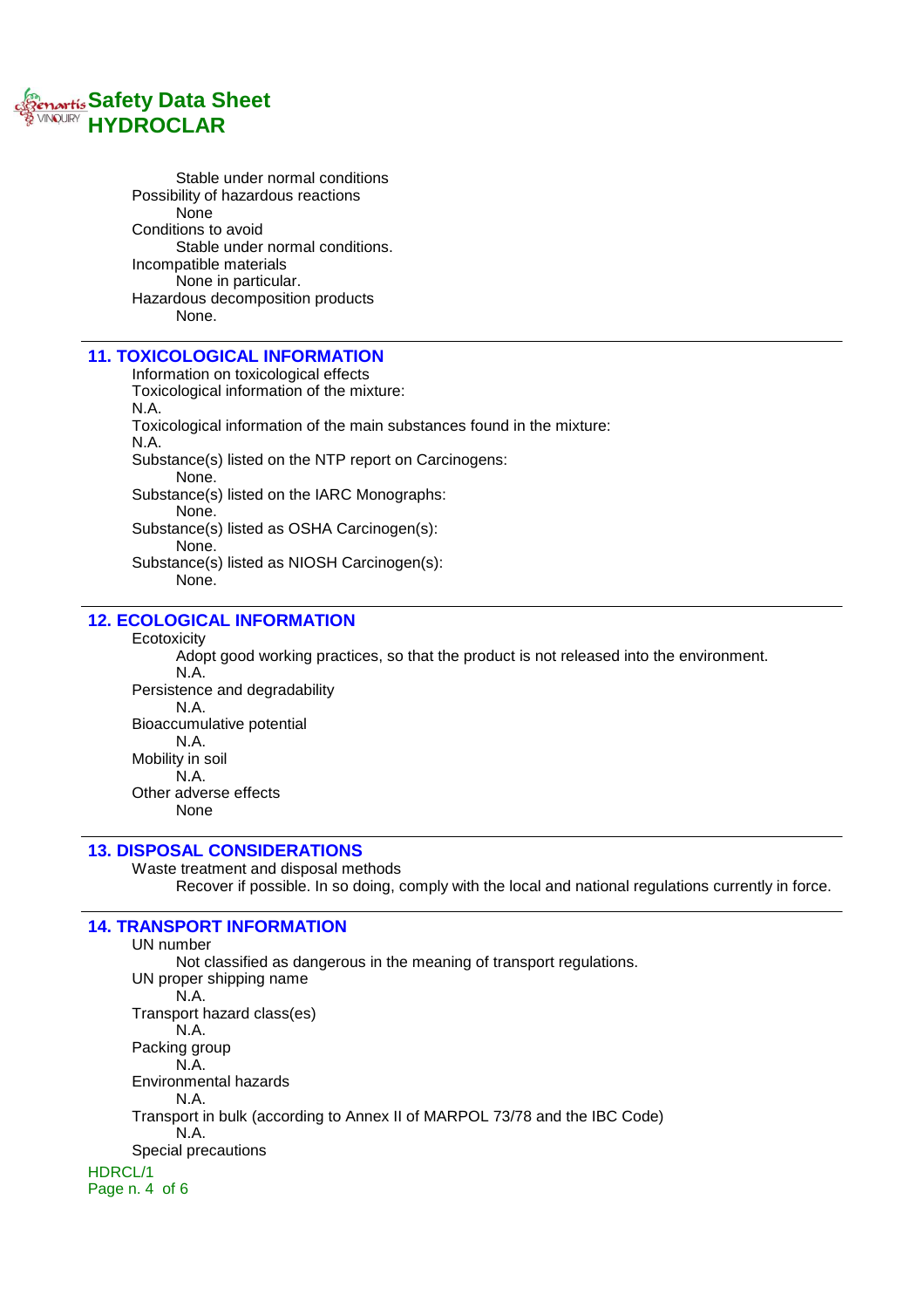Stable under normal conditions

Possibility of hazardous reactions

None

Conditions to avoid

Stable under normal conditions.

Incompatible materials

None in particular.

Hazardous decomposition products

None.

## 11. TOXICOLOGICAL INFORMATION

Information on toxicological effects

Toxicological information of the mixture:

N.A.

Toxicological information of the main substances found in the mixture:

N.A.

Substance(s) listed on the NTP report on Carcinogens:

None.

Substance(s) listed on the IARC Monographs:

None.

Substance(s) listed as OSHA Carcinogen(s):

None.

Substance(s) listed as NIOSH Carcinogen(s):

None.

## 12. ECOLOGICAL INFORMATION

Ecotoxicity

Adopt good working practices, so that the product is not released into the environment.

N.A.

Persistence and degradability

N.A.

Bioaccumulative potential

N.A.

Mobility in soil

N.A.

Other adverse effects

None

## 13. DISPOSAL CONSIDERATIONS

Waste treatment and disposal methods

Recover if possible. In so doing, comply with the local and national regulations currently in force.

## 14. TRANSPORT INFORMATION

UN number

Not classified as dangerous in the meaning of transport regulations.

UN proper shipping name

N.A.

Transport hazard class(es)

N.A.

Packing group

N.A.

Environmental hazards

N.A.

Transport in bulk (according to Annex II of MARPOL 73/78 and the IBC Code)

N.A.

Special precautions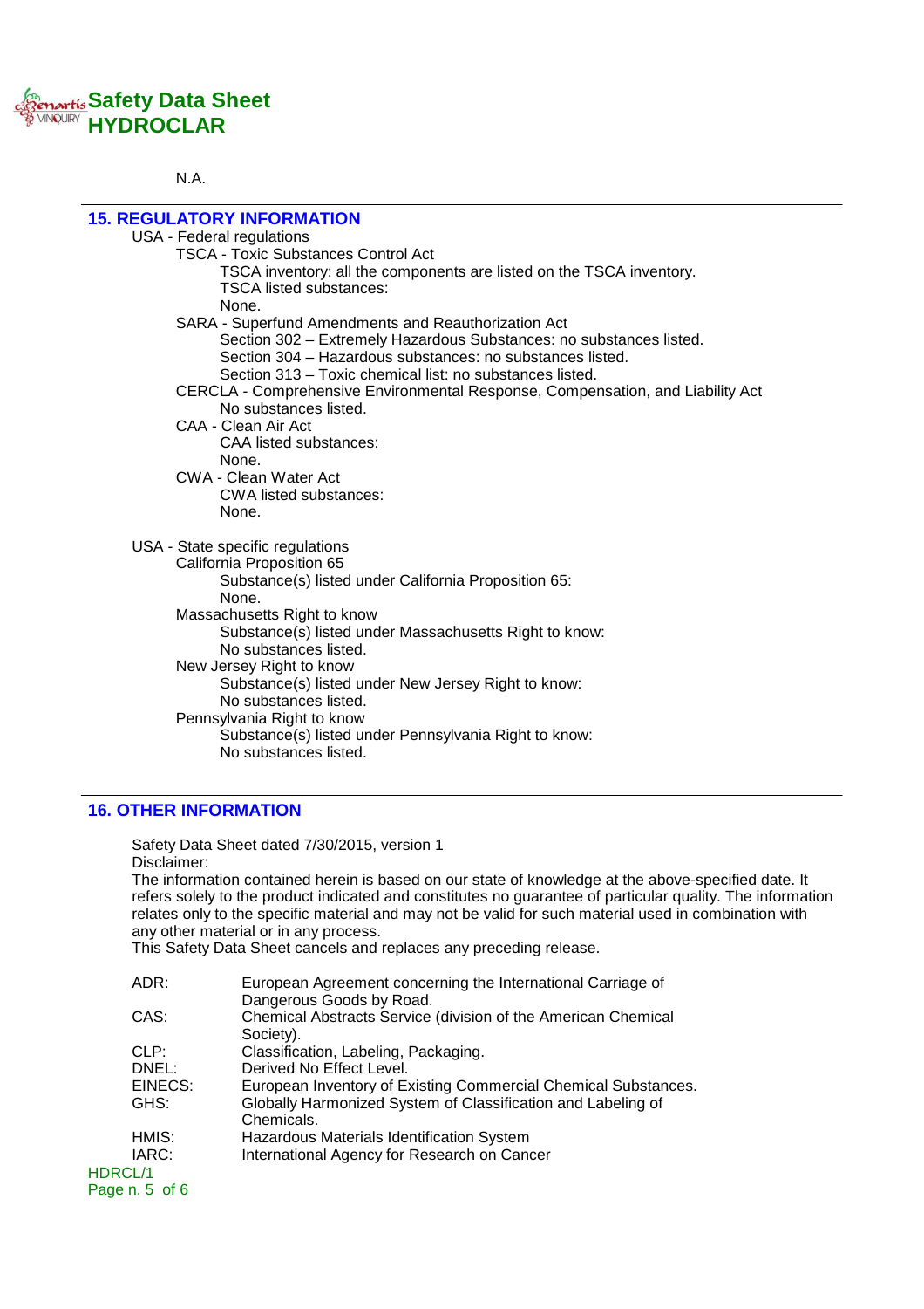N.A.

## 15. REGULATORY INFORMATION

USA - Federal regulations

TSCA - Toxic Substances Control Act

TSCA inventory: all the components are listed on the TSCA inventory.

TSCA listed substances:

None.

SARA - Superfund Amendments and Reauthorization Act

Section 302 – Extremely Hazardous Substances: no substances listed.

Section 304 – Hazardous substances: no substances listed.

Section 313 – Toxic chemical list: no substances listed.

CERCLA - Comprehensive Environmental Response, Compensation, and Liability Act

No substances listed.

CAA - Clean Air Act

CAA listed substances:

None.

CWA - Clean Water Act

CWA listed substances:

None.

USA - State specific regulations

California Proposition 65

Substance(s) listed under California Proposition 65:

None.

Massachusetts Right to know

Substance(s) listed under Massachusetts Right to know:

No substances listed.

New Jersey Right to know

Substance(s) listed under New Jersey Right to know:

No substances listed.

Pennsylvania Right to know

Substance(s) listed under Pennsylvania Right to know:

No substances listed.

## 16. OTHER INFORMATION

Safety Data Sheet dated 7/30/2015, version 1

Disclaimer:

The information contained herein is based on our state of knowledge at the above-specified date. It refers solely to the product indicated and constitutes no guarantee of particular quality. The information relates only to the specific material and may not be valid for such material used in combination with any other material or in any process.

This Safety Data Sheet cancels and replaces any preceding release.

| | |
|---|---|
| ADR: | European Agreement concerning the International Carriage of Dangerous Goods by Road. |
| CAS: | Chemical Abstracts Service (division of the American Chemical Society). |
| CLP: | Classification, Labeling, Packaging. |
| DNEL: | Derived No Effect Level. |
| EINECS: | European Inventory of Existing Commercial Chemical Substances. |
| GHS: | Globally Harmonized System of Classification and Labeling of Chemicals. |
| HMIS: | Hazardous Materials Identification System |
| IARC: | International Agency for Research on Cancer |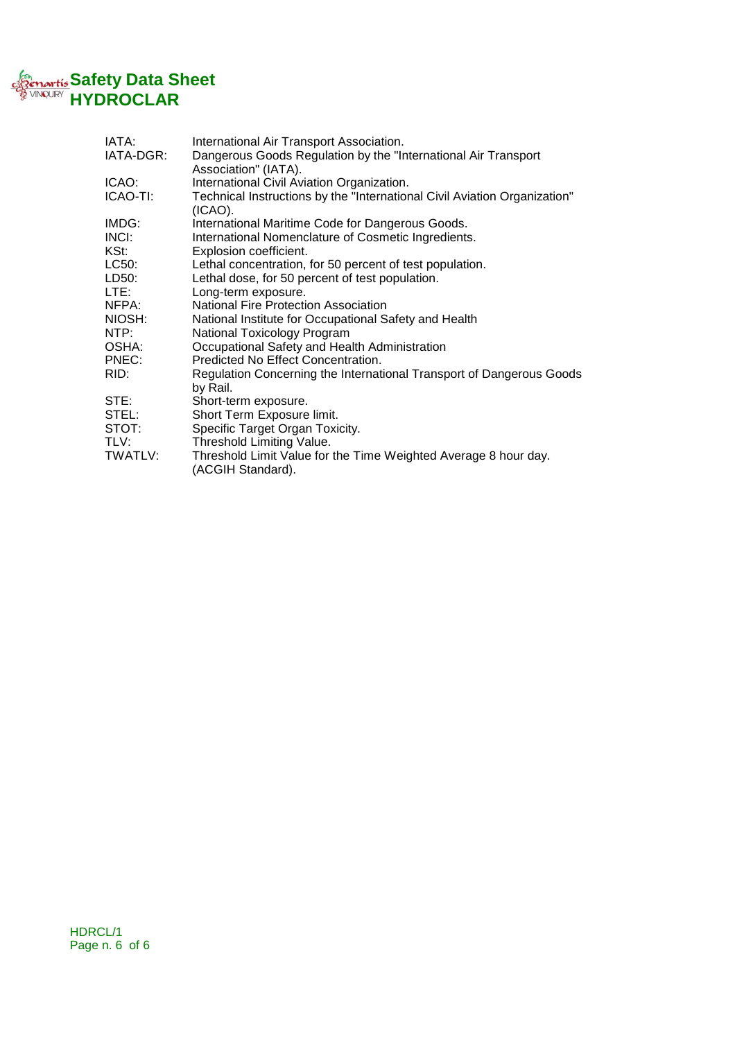| | |
|---|---|
| IATA: | International Air Transport Association. |
| IATA-DGR: | Dangerous Goods Regulation by the "International Air Transport Association" (IATA). |
| ICAO: | International Civil Aviation Organization. |
| ICAO-TI: | Technical Instructions by the "International Civil Aviation Organization" (ICAO). |
| IMDG: | International Maritime Code for Dangerous Goods. |
| INCI: | International Nomenclature of Cosmetic Ingredients. |
| KSt: | Explosion coefficient. |
| LC50: | Lethal concentration, for 50 percent of test population. |
| LD50: | Lethal dose, for 50 percent of test population. |
| LTE: | Long-term exposure. |
| NFPA: | National Fire Protection Association |
| NIOSH: | National Institute for Occupational Safety and Health |
| NTP: | National Toxicology Program |
| OSHA: | Occupational Safety and Health Administration |
| PNEC: | Predicted No Effect Concentration. |
| RID: | Regulation Concerning the International Transport of Dangerous Goods by Rail. |
| STE: | Short-term exposure. |
| STEL: | Short Term Exposure limit. |
| STOT: | Specific Target Organ Toxicity. |
| TLV: | Threshold Limiting Value. |
| TWATLV: | Threshold Limit Value for the Time Weighted Average 8 hour day. (ACGIH Standard). |